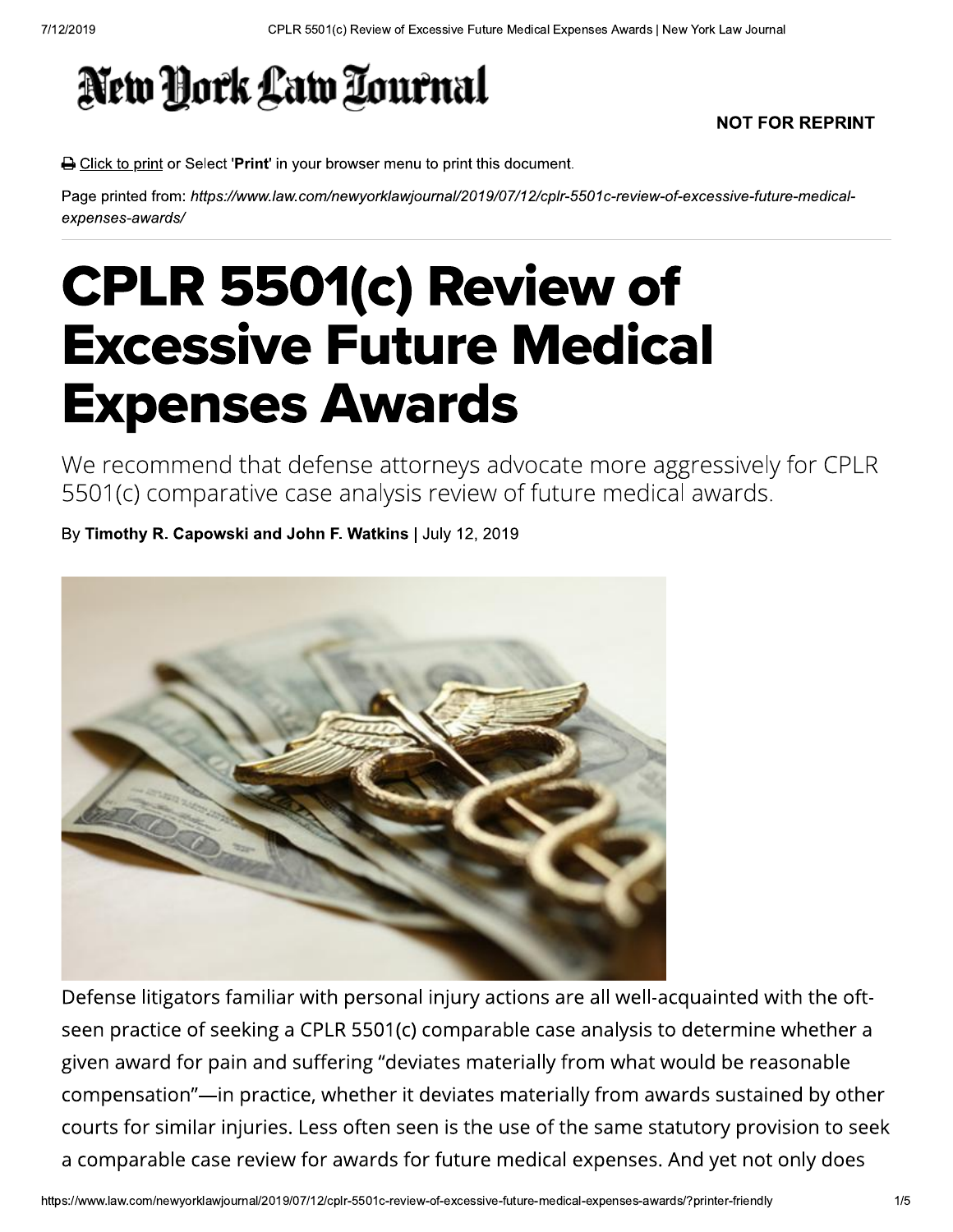# CPLR 5501(c) Review of Excessive Future Medical Expenses Awards

We recommend that defense attorneys advocate more aggressively for CPLR 5501(c) comparative case analysis review of future medical awards.

By **Timothy R. Capowski and John F. Watkins** | July 12, 2019

Defense litigators familiar with personal injury actions are all well-acquainted with the oft-seen practice of seeking a CPLR 5501(c) comparable case analysis to determine whether a given award for pain and suffering "deviates materially from what would be reasonable compensation"—in practice, whether it deviates materially from awards sustained by other courts for similar injuries. Less often seen is the use of the same statutory provision to seek a comparable case review for awards for future medical expenses. And yet not only does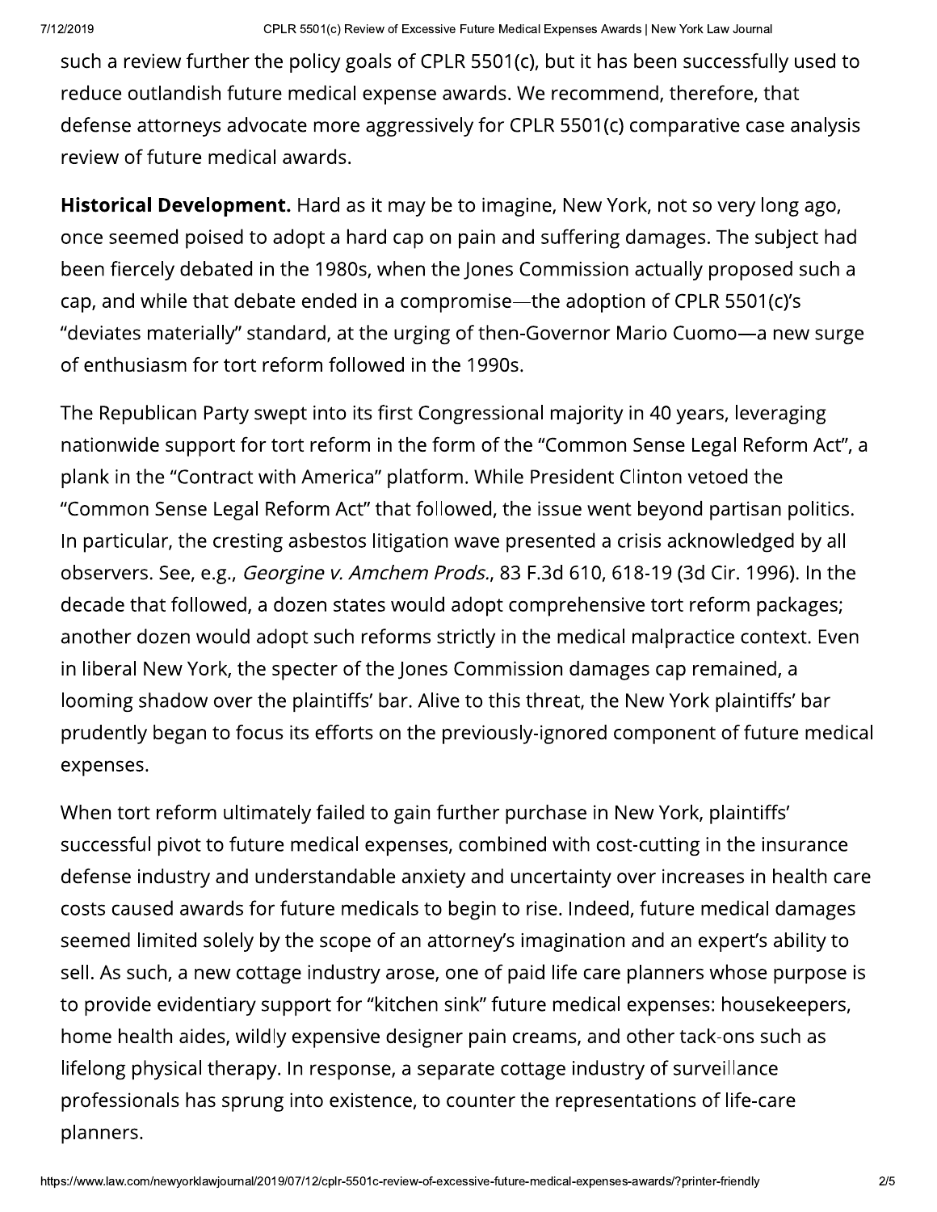such a review further the policy goals of CPLR 5501(c), but it has been successfully used to reduce outlandish future medical expense awards. We recommend, therefore, that defense attorneys advocate more aggressively for CPLR 5501(c) comparative case analysis review of future medical awards.

**Historical Development.** Hard as it may be to imagine, New York, not so very long ago, once seemed poised to adopt a hard cap on pain and suffering damages. The subject had been fiercely debated in the 1980s, when the Jones Commission actually proposed such a cap, and while that debate ended in a compromise—the adoption of CPLR 5501(c)'s "deviates materially" standard, at the urging of then-Governor Mario Cuomo—a new surge of enthusiasm for tort reform followed in the 1990s.

The Republican Party swept into its first Congressional majority in 40 years, leveraging nationwide support for tort reform in the form of the "Common Sense Legal Reform Act", a plank in the "Contract with America" platform. While President Clinton vetoed the "Common Sense Legal Reform Act" that followed, the issue went beyond partisan politics. In particular, the cresting asbestos litigation wave presented a crisis acknowledged by all observers. See, e.g., *Georgine v. Amchem Prods.*, 83 F.3d 610, 618-19 (3d Cir. 1996). In the decade that followed, a dozen states would adopt comprehensive tort reform packages; another dozen would adopt such reforms strictly in the medical malpractice context. Even in liberal New York, the specter of the Jones Commission damages cap remained, a looming shadow over the plaintiffs' bar. Alive to this threat, the New York plaintiffs' bar prudently began to focus its efforts on the previously-ignored component of future medical expenses.

When tort reform ultimately failed to gain further purchase in New York, plaintiffs' successful pivot to future medical expenses, combined with cost-cutting in the insurance defense industry and understandable anxiety and uncertainty over increases in health care costs caused awards for future medicals to begin to rise. Indeed, future medical damages seemed limited solely by the scope of an attorney's imagination and an expert's ability to sell. As such, a new cottage industry arose, one of paid life care planners whose purpose is to provide evidentiary support for "kitchen sink" future medical expenses: housekeepers, home health aides, wildly expensive designer pain creams, and other tack-ons such as lifelong physical therapy. In response, a separate cottage industry of surveillance professionals has sprung into existence, to counter the representations of life-care planners.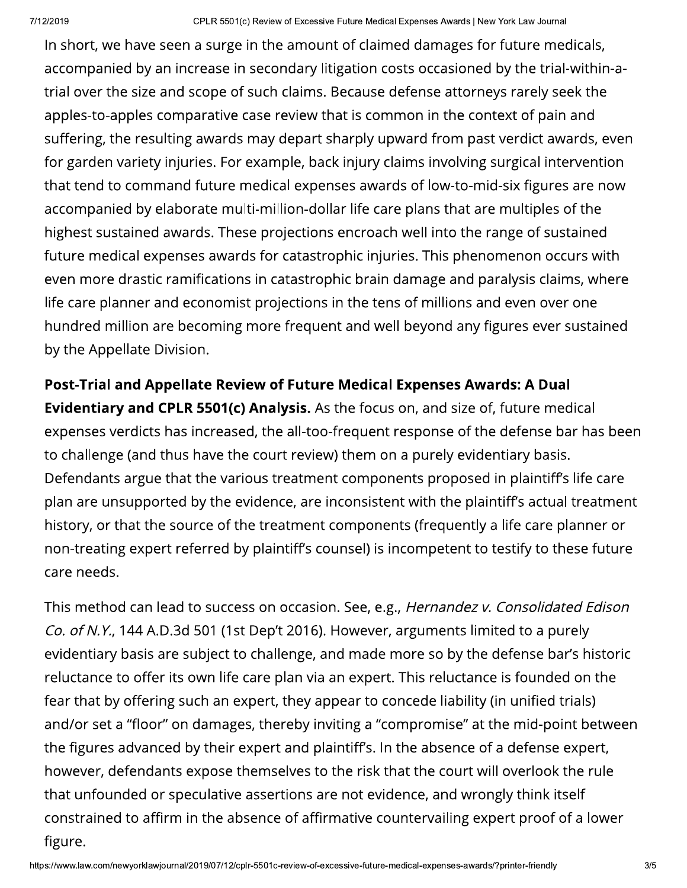In short, we have seen a surge in the amount of claimed damages for future medicals, accompanied by an increase in secondary litigation costs occasioned by the trial-within-a-trial over the size and scope of such claims. Because defense attorneys rarely seek the apples-to-apples comparative case review that is common in the context of pain and suffering, the resulting awards may depart sharply upward from past verdict awards, even for garden variety injuries. For example, back injury claims involving surgical intervention that tend to command future medical expenses awards of low-to-mid-six figures are now accompanied by elaborate multi-million-dollar life care plans that are multiples of the highest sustained awards. These projections encroach well into the range of sustained future medical expenses awards for catastrophic injuries. This phenomenon occurs with even more drastic ramifications in catastrophic brain damage and paralysis claims, where life care planner and economist projections in the tens of millions and even over one hundred million are becoming more frequent and well beyond any figures ever sustained by the Appellate Division.

**Post-Trial and Appellate Review of Future Medical Expenses Awards: A Dual Evidentiary and CPLR 5501(c) Analysis.** As the focus on, and size of, future medical expenses verdicts has increased, the all-too-frequent response of the defense bar has been to challenge (and thus have the court review) them on a purely evidentiary basis. Defendants argue that the various treatment components proposed in plaintiff's life care plan are unsupported by the evidence, are inconsistent with the plaintiff's actual treatment history, or that the source of the treatment components (frequently a life care planner or non-treating expert referred by plaintiff's counsel) is incompetent to testify to these future care needs.

This method can lead to success on occasion. See, e.g., *Hernandez v. Consolidated Edison Co. of N.Y.*, 144 A.D.3d 501 (1st Dep't 2016). However, arguments limited to a purely evidentiary basis are subject to challenge, and made more so by the defense bar's historic reluctance to offer its own life care plan via an expert. This reluctance is founded on the fear that by offering such an expert, they appear to concede liability (in unified trials) and/or set a "floor" on damages, thereby inviting a "compromise" at the mid-point between the figures advanced by their expert and plaintiff's. In the absence of a defense expert, however, defendants expose themselves to the risk that the court will overlook the rule that unfounded or speculative assertions are not evidence, and wrongly think itself constrained to affirm in the absence of affirmative countervailing expert proof of a lower figure.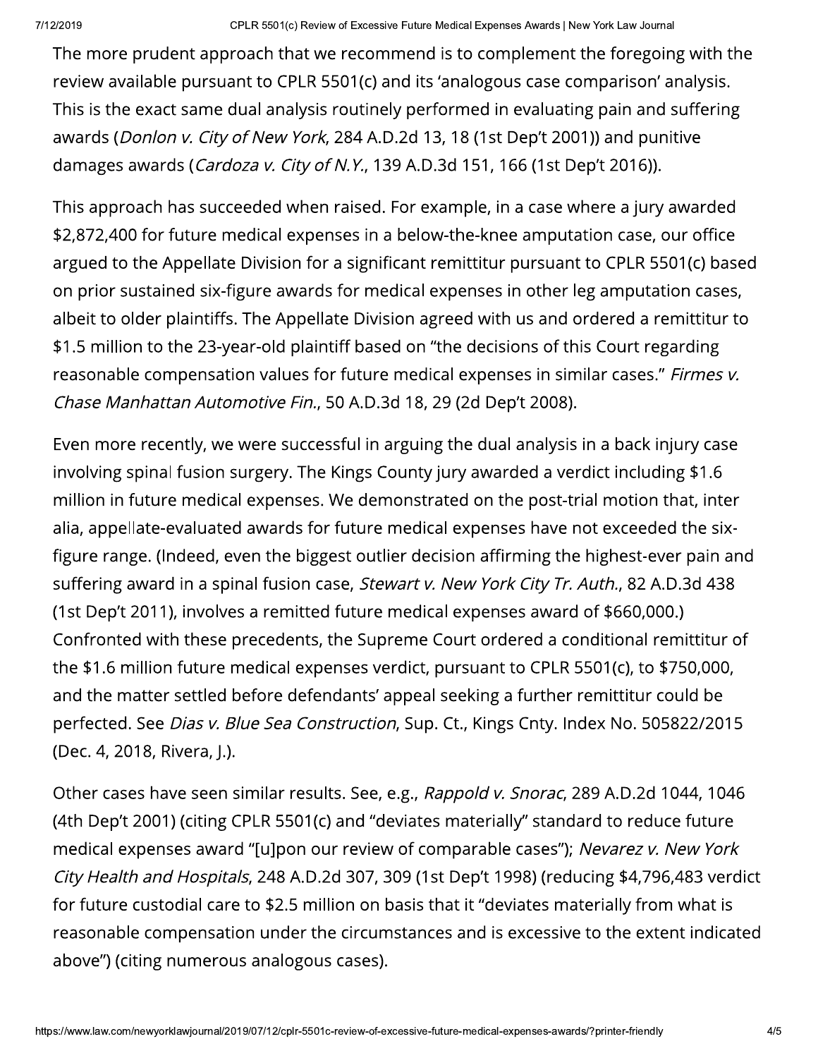The more prudent approach that we recommend is to complement the foregoing with the review available pursuant to CPLR 5501(c) and its 'analogous case comparison' analysis. This is the exact same dual analysis routinely performed in evaluating pain and suffering awards (*Donlon v. City of New York*, 284 A.D.2d 13, 18 (1st Dep't 2001)) and punitive damages awards (*Cardoza v. City of N.Y.*, 139 A.D.3d 151, 166 (1st Dep't 2016)).

This approach has succeeded when raised. For example, in a case where a jury awarded $2,872,400 for future medical expenses in a below-the-knee amputation case, our office argued to the Appellate Division for a significant remittitur pursuant to CPLR 5501(c) based on prior sustained six-figure awards for medical expenses in other leg amputation cases, albeit to older plaintiffs. The Appellate Division agreed with us and ordered a remittitur to $1.5 million to the 23-year-old plaintiff based on "the decisions of this Court regarding reasonable compensation values for future medical expenses in similar cases." *Firmes v. Chase Manhattan Automotive Fin.*, 50 A.D.3d 18, 29 (2d Dep't 2008).

Even more recently, we were successful in arguing the dual analysis in a back injury case involving spinal fusion surgery. The Kings County jury awarded a verdict including $1.6 million in future medical expenses. We demonstrated on the post-trial motion that, inter alia, appellate-evaluated awards for future medical expenses have not exceeded the six-figure range. (Indeed, even the biggest outlier decision affirming the highest-ever pain and suffering award in a spinal fusion case, *Stewart v. New York City Tr. Auth.*, 82 A.D.3d 438 (1st Dep't 2011), involves a remitted future medical expenses award of $660,000.) Confronted with these precedents, the Supreme Court ordered a conditional remittitur of the $1.6 million future medical expenses verdict, pursuant to CPLR 5501(c), to $750,000, and the matter settled before defendants' appeal seeking a further remittitur could be perfected. See *Dias v. Blue Sea Construction*, Sup. Ct., Kings Cnty. Index No. 505822/2015 (Dec. 4, 2018, Rivera, J.).

Other cases have seen similar results. See, e.g., *Rappold v. Snorac*, 289 A.D.2d 1044, 1046 (4th Dep't 2001) (citing CPLR 5501(c) and "deviates materially" standard to reduce future medical expenses award "[u]pon our review of comparable cases"); *Nevarez v. New York City Health and Hospitals*, 248 A.D.2d 307, 309 (1st Dep't 1998) (reducing $4,796,483 verdict for future custodial care to $2.5 million on basis that it "deviates materially from what is reasonable compensation under the circumstances and is excessive to the extent indicated above") (citing numerous analogous cases).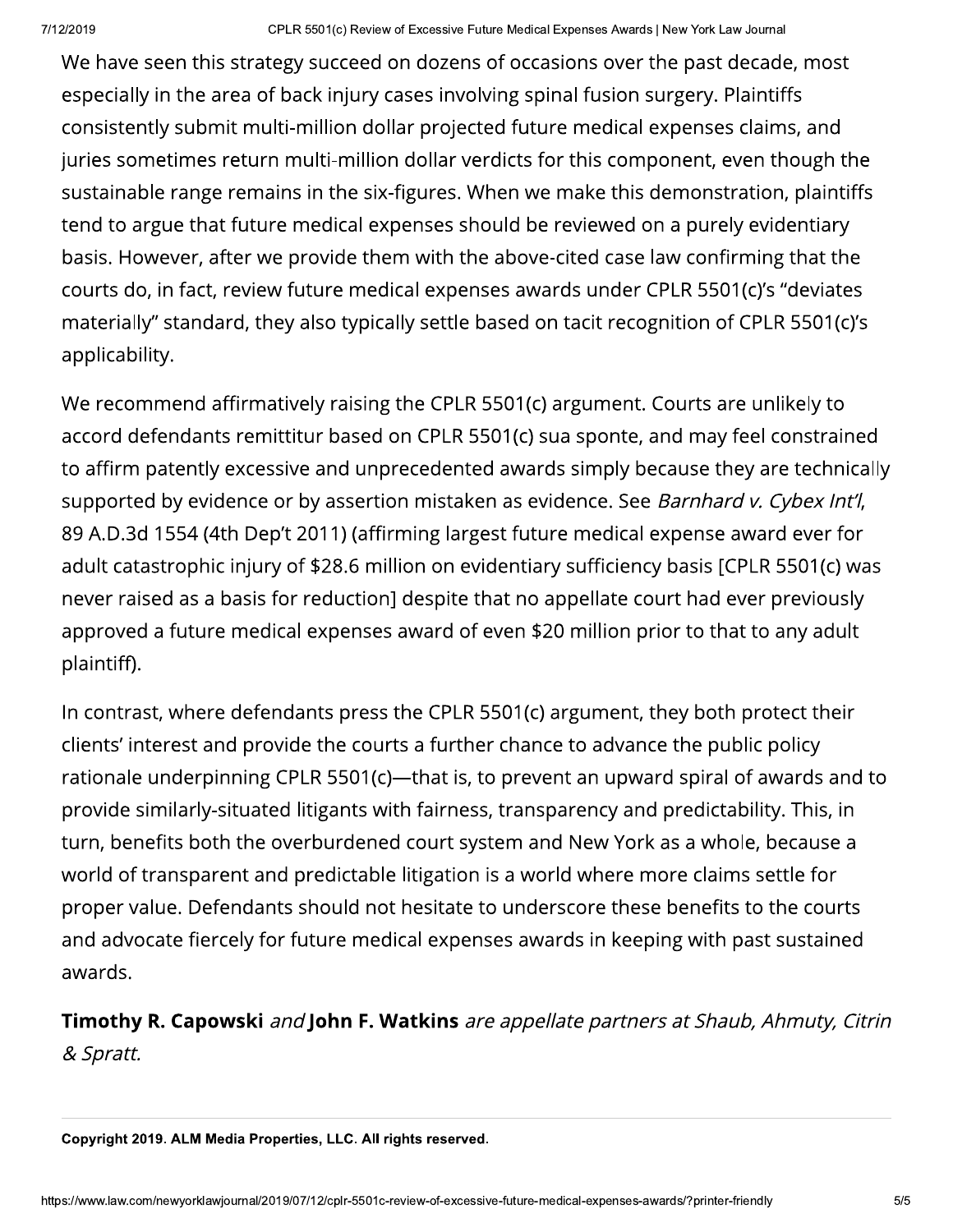We have seen this strategy succeed on dozens of occasions over the past decade, most especially in the area of back injury cases involving spinal fusion surgery. Plaintiffs consistently submit multi-million dollar projected future medical expenses claims, and juries sometimes return multi-million dollar verdicts for this component, even though the sustainable range remains in the six-figures. When we make this demonstration, plaintiffs tend to argue that future medical expenses should be reviewed on a purely evidentiary basis. However, after we provide them with the above-cited case law confirming that the courts do, in fact, review future medical expenses awards under CPLR 5501(c)'s "deviates materially" standard, they also typically settle based on tacit recognition of CPLR 5501(c)'s applicability.

We recommend affirmatively raising the CPLR 5501(c) argument. Courts are unlikely to accord defendants remittitur based on CPLR 5501(c) sua sponte, and may feel constrained to affirm patently excessive and unprecedented awards simply because they are technically supported by evidence or by assertion mistaken as evidence. See *Barnhard v. Cybex Int'l*, 89 A.D.3d 1554 (4th Dep't 2011) (affirming largest future medical expense award ever for adult catastrophic injury of $28.6 million on evidentiary sufficiency basis [CPLR 5501(c) was never raised as a basis for reduction] despite that no appellate court had ever previously approved a future medical expenses award of even $20 million prior to that to any adult plaintiff).

In contrast, where defendants press the CPLR 5501(c) argument, they both protect their clients' interest and provide the courts a further chance to advance the public policy rationale underpinning CPLR 5501(c)—that is, to prevent an upward spiral of awards and to provide similarly-situated litigants with fairness, transparency and predictability. This, in turn, benefits both the overburdened court system and New York as a whole, because a world of transparent and predictable litigation is a world where more claims settle for proper value. Defendants should not hesitate to underscore these benefits to the courts and advocate fiercely for future medical expenses awards in keeping with past sustained awards.

**Timothy R. Capowski** *and* **John F. Watkins** *are appellate partners at Shaub, Ahmuty, Citrin & Spratt.*

---

**Copyright 2019. ALM Media Properties, LLC. All rights reserved.**